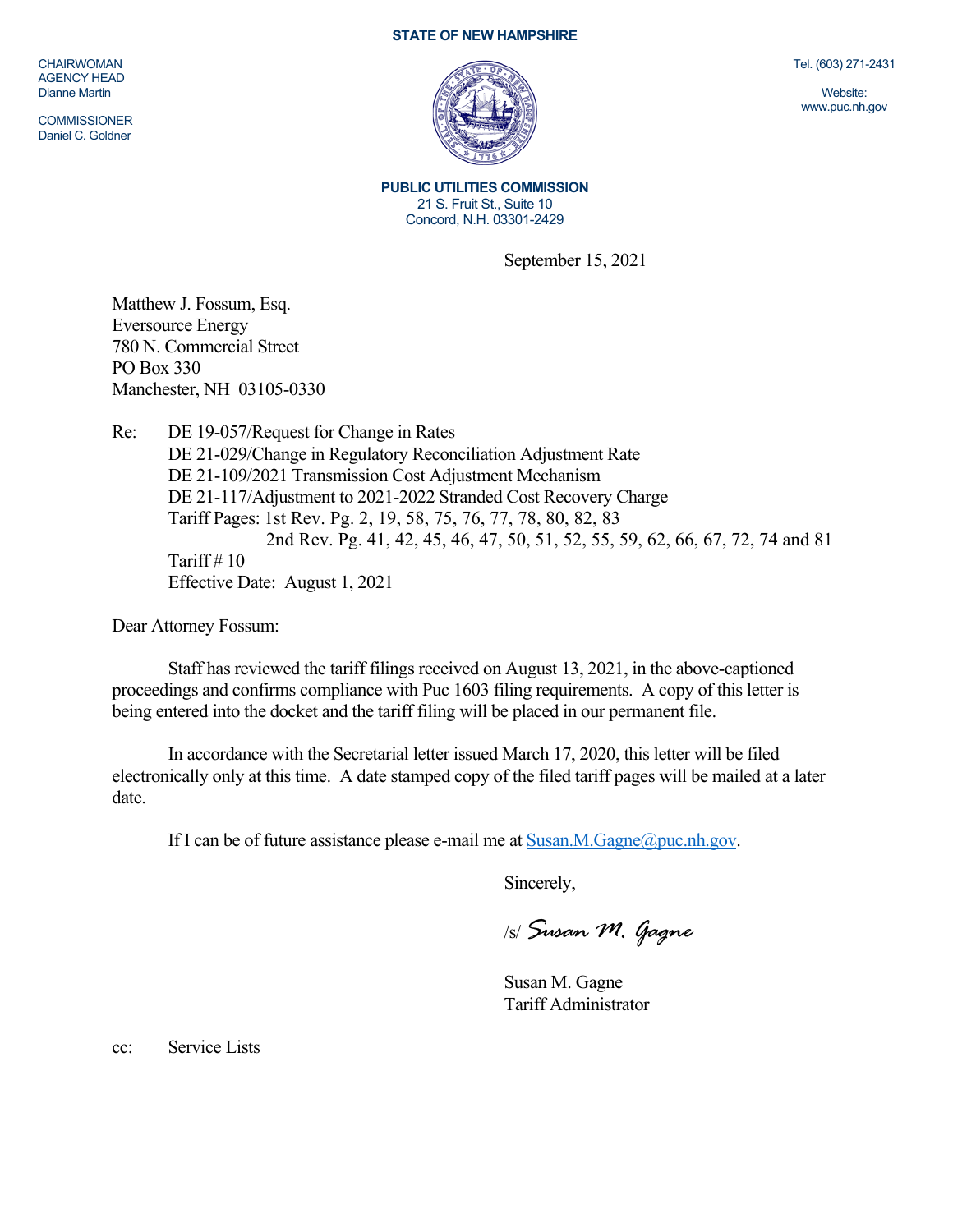CHAIRWOMAN
AGENCY HEAD
Dianne Martin

COMMISSIONER
Daniel C. Goldner

**STATE OF NEW HAMPSHIRE**

**PUBLIC UTILITIES COMMISSION**
21 S. Fruit St., Suite 10
Concord, N.H. 03301-2429

Tel. (603) 271-2431

Website:
www.puc.nh.gov

September 15, 2021

Matthew J. Fossum, Esq.
Eversource Energy
780 N. Commercial Street
PO Box 330
Manchester, NH 03105-0330

Re: DE 19-057/Request for Change in Rates
DE 21-029/Change in Regulatory Reconciliation Adjustment Rate
DE 21-109/2021 Transmission Cost Adjustment Mechanism
DE 21-117/Adjustment to 2021-2022 Stranded Cost Recovery Charge
Tariff Pages: 1st Rev. Pg. 2, 19, 58, 75, 76, 77, 78, 80, 82, 83
2nd Rev. Pg. 41, 42, 45, 46, 47, 50, 51, 52, 55, 59, 62, 66, 67, 72, 74 and 81
Tariff # 10
Effective Date: August 1, 2021

Dear Attorney Fossum:

Staff has reviewed the tariff filings received on August 13, 2021, in the above-captioned proceedings and confirms compliance with Puc 1603 filing requirements. A copy of this letter is being entered into the docket and the tariff filing will be placed in our permanent file.

In accordance with the Secretarial letter issued March 17, 2020, this letter will be filed electronically only at this time. A date stamped copy of the filed tariff pages will be mailed at a later date.

If I can be of future assistance please e-mail me at Susan.M.Gagne@puc.nh.gov.

Sincerely,

/s/ *Susan M. Gagne*

Susan M. Gagne
Tariff Administrator

cc: Service Lists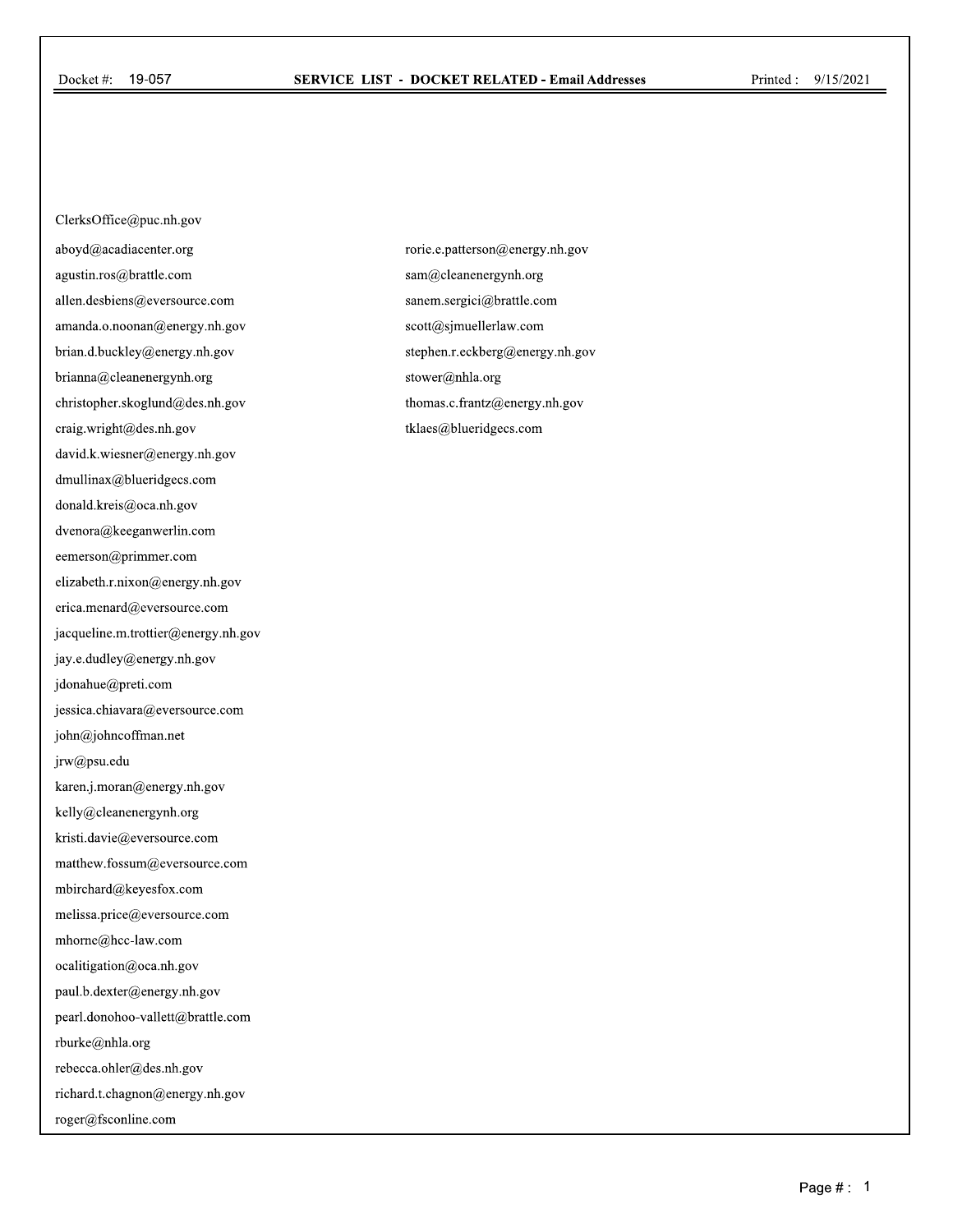Docket #: 19-057

**SERVICE LIST - DOCKET RELATED - Email Addresses**

Printed: 9/15/2021

ClerksOffice@puc.nh.gov

aboyd@acadiacenter.org
agustin.ros@brattle.com
allen.desbiens@eversource.com
amanda.o.noonan@energy.nh.gov
brian.d.buckley@energy.nh.gov
brianna@cleanenergynh.org
christopher.skoglund@des.nh.gov
craig.wright@des.nh.gov
david.k.wiesner@energy.nh.gov
dmullinax@blueridgecs.com
donald.kreis@oca.nh.gov
dvenora@keeganwerlin.com
eemerson@primmer.com
elizabeth.r.nixon@energy.nh.gov
erica.menard@eversource.com
jacqueline.m.trottier@energy.nh.gov
jay.e.dudley@energy.nh.gov
jdonahue@preti.com
jessica.chiavara@eversource.com
john@johncoffman.net
jrw@psu.edu
karen.j.moran@energy.nh.gov
kelly@cleanenergynh.org
kristi.davie@eversource.com
matthew.fossum@eversource.com
mbirchard@keyesfox.com
melissa.price@eversource.com
mhorne@hcc-law.com
ocalitigation@oca.nh.gov
paul.b.dexter@energy.nh.gov
pearl.donohoo-vallett@brattle.com
rburke@nhla.org
rebecca.ohler@des.nh.gov
richard.t.chagnon@energy.nh.gov
roger@fsconline.com
rorie.e.patterson@energy.nh.gov
sam@cleanenergynh.org
sanem.sergici@brattle.com
scott@sjmuellerlaw.com
stephen.r.eckberg@energy.nh.gov
stower@nhla.org
thomas.c.frantz@energy.nh.gov
tklaes@blueridgecs.com